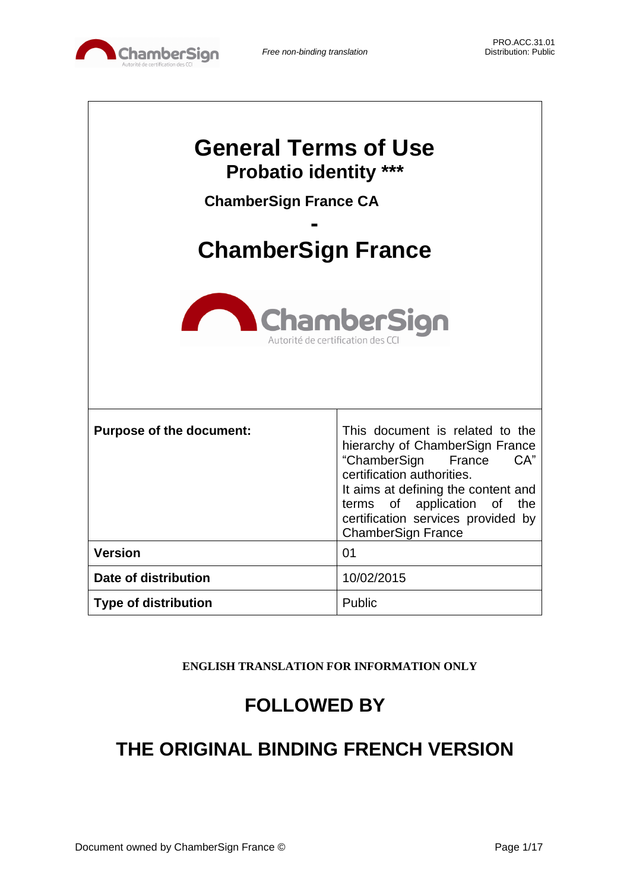# General Terms of Use

## Probatio identity ***

### ChamberSign France CA

**-**

# ChamberSign France

ChamberSign
Autorité de certification des CCI

| Purpose of the document: | This document is related to the hierarchy of ChamberSign France "ChamberSign France CA" certification authorities. It aims at defining the content and terms of application of the certification services provided by ChamberSign France |
|---|---|
| **Version** | 01 |
| **Date of distribution** | 10/02/2015 |
| **Type of distribution** | Public |

**ENGLISH TRANSLATION FOR INFORMATION ONLY**

## FOLLOWED BY

## THE ORIGINAL BINDING FRENCH VERSION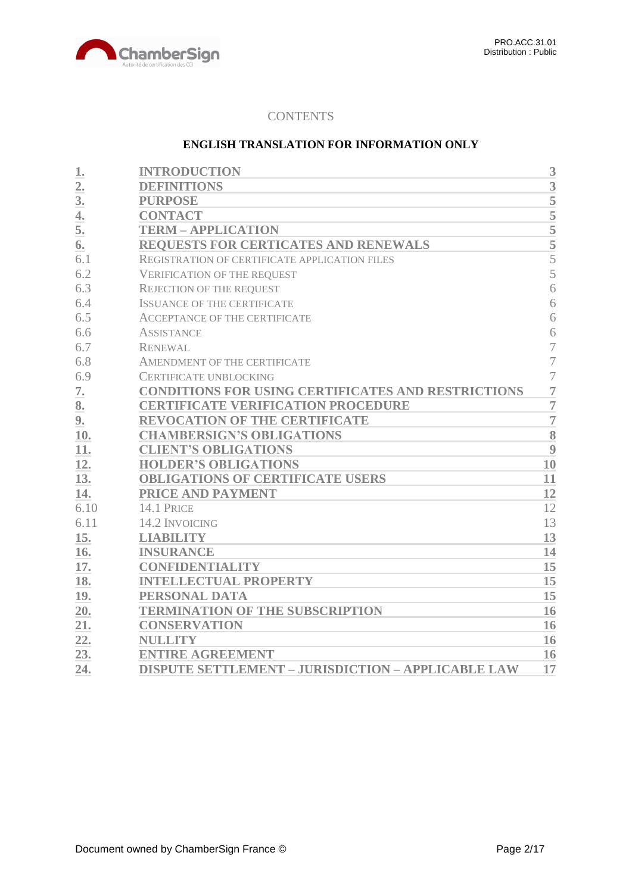CONTENTS

**ENGLISH TRANSLATION FOR INFORMATION ONLY**

| | | |
|---|---|---|
| **1.** | **INTRODUCTION** | **3** |
| **2.** | **DEFINITIONS** | **3** |
| **3.** | **PURPOSE** | **5** |
| **4.** | **CONTACT** | **5** |
| **5.** | **TERM – APPLICATION** | **5** |
| **6.** | **REQUESTS FOR CERTICATES AND RENEWALS** | **5** |
| 6.1 | REGISTRATION OF CERTIFICATE APPLICATION FILES | 5 |
| 6.2 | VERIFICATION OF THE REQUEST | 5 |
| 6.3 | REJECTION OF THE REQUEST | 6 |
| 6.4 | ISSUANCE OF THE CERTIFICATE | 6 |
| 6.5 | ACCEPTANCE OF THE CERTIFICATE | 6 |
| 6.6 | ASSISTANCE | 6 |
| 6.7 | RENEWAL | 7 |
| 6.8 | AMENDMENT OF THE CERTIFICATE | 7 |
| 6.9 | CERTIFICATE UNBLOCKING | 7 |
| **7.** | **CONDITIONS FOR USING CERTIFICATES AND RESTRICTIONS** | **7** |
| **8.** | **CERTIFICATE VERIFICATION PROCEDURE** | **7** |
| **9.** | **REVOCATION OF THE CERTIFICATE** | **7** |
| **10.** | **CHAMBERSIGN'S OBLIGATIONS** | **8** |
| **11.** | **CLIENT'S OBLIGATIONS** | **9** |
| **12.** | **HOLDER'S OBLIGATIONS** | **10** |
| **13.** | **OBLIGATIONS OF CERTIFICATE USERS** | **11** |
| **14.** | **PRICE AND PAYMENT** | **12** |
| 6.10 | 14.1 PRICE | 12 |
| 6.11 | 14.2 INVOICING | 13 |
| **15.** | **LIABILITY** | **13** |
| **16.** | **INSURANCE** | **14** |
| **17.** | **CONFIDENTIALITY** | **15** |
| **18.** | **INTELLECTUAL PROPERTY** | **15** |
| **19.** | **PERSONAL DATA** | **15** |
| **20.** | **TERMINATION OF THE SUBSCRIPTION** | **16** |
| **21.** | **CONSERVATION** | **16** |
| **22.** | **NULLITY** | **16** |
| **23.** | **ENTIRE AGREEMENT** | **16** |
| **24.** | **DISPUTE SETTLEMENT – JURISDICTION – APPLICABLE LAW** | **17** |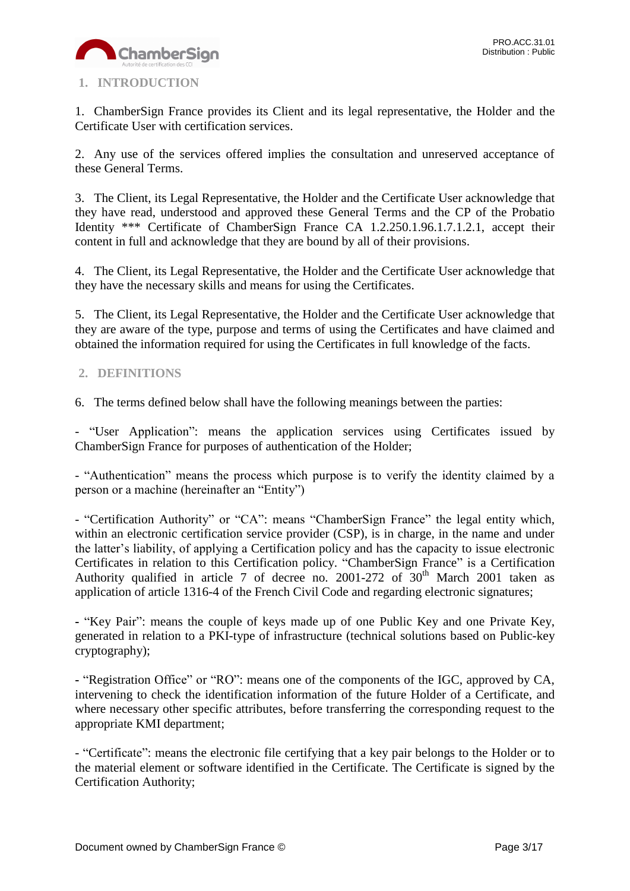## 1. INTRODUCTION

1. ChamberSign France provides its Client and its legal representative, the Holder and the Certificate User with certification services.

2. Any use of the services offered implies the consultation and unreserved acceptance of these General Terms.

3. The Client, its Legal Representative, the Holder and the Certificate User acknowledge that they have read, understood and approved these General Terms and the CP of the Probatio Identity *** Certificate of ChamberSign France CA 1.2.250.1.96.1.7.1.2.1, accept their content in full and acknowledge that they are bound by all of their provisions.

4. The Client, its Legal Representative, the Holder and the Certificate User acknowledge that they have the necessary skills and means for using the Certificates.

5. The Client, its Legal Representative, the Holder and the Certificate User acknowledge that they are aware of the type, purpose and terms of using the Certificates and have claimed and obtained the information required for using the Certificates in full knowledge of the facts.

## 2. DEFINITIONS

6. The terms defined below shall have the following meanings between the parties:

- "User Application": means the application services using Certificates issued by ChamberSign France for purposes of authentication of the Holder;

- "Authentication" means the process which purpose is to verify the identity claimed by a person or a machine (hereinafter an "Entity")

- "Certification Authority" or "CA": means "ChamberSign France" the legal entity which, within an electronic certification service provider (CSP), is in charge, in the name and under the latter's liability, of applying a Certification policy and has the capacity to issue electronic Certificates in relation to this Certification policy. "ChamberSign France" is a Certification Authority qualified in article 7 of decree no. 2001-272 of 30th March 2001 taken as application of article 1316-4 of the French Civil Code and regarding electronic signatures;

- "Key Pair": means the couple of keys made up of one Public Key and one Private Key, generated in relation to a PKI-type of infrastructure (technical solutions based on Public-key cryptography);

- "Registration Office" or "RO": means one of the components of the IGC, approved by CA, intervening to check the identification information of the future Holder of a Certificate, and where necessary other specific attributes, before transferring the corresponding request to the appropriate KMI department;

- "Certificate": means the electronic file certifying that a key pair belongs to the Holder or to the material element or software identified in the Certificate. The Certificate is signed by the Certification Authority;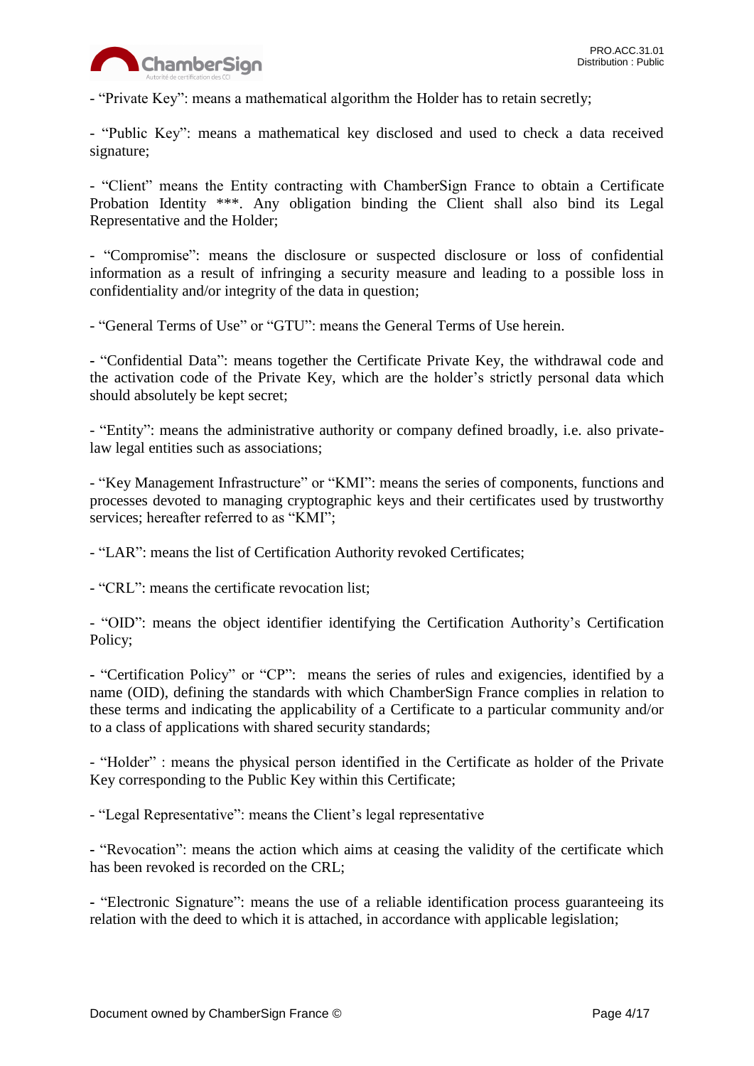- “Private Key”: means a mathematical algorithm the Holder has to retain secretly;

- “Public Key”: means a mathematical key disclosed and used to check a data received signature;

- “Client” means the Entity contracting with ChamberSign France to obtain a Certificate Probation Identity ***. Any obligation binding the Client shall also bind its Legal Representative and the Holder;

- “Compromise”: means the disclosure or suspected disclosure or loss of confidential information as a result of infringing a security measure and leading to a possible loss in confidentiality and/or integrity of the data in question;

- “General Terms of Use” or “GTU”: means the General Terms of Use herein.

- “Confidential Data”: means together the Certificate Private Key, the withdrawal code and the activation code of the Private Key, which are the holder’s strictly personal data which should absolutely be kept secret;

- “Entity”: means the administrative authority or company defined broadly, i.e. also private-law legal entities such as associations;

- “Key Management Infrastructure” or “KMI”: means the series of components, functions and processes devoted to managing cryptographic keys and their certificates used by trustworthy services; hereafter referred to as “KMI”;

- “LAR”: means the list of Certification Authority revoked Certificates;

- “CRL”: means the certificate revocation list;

- “OID”: means the object identifier identifying the Certification Authority’s Certification Policy;

- “Certification Policy” or “CP”: means the series of rules and exigencies, identified by a name (OID), defining the standards with which ChamberSign France complies in relation to these terms and indicating the applicability of a Certificate to a particular community and/or to a class of applications with shared security standards;

- “Holder” : means the physical person identified in the Certificate as holder of the Private Key corresponding to the Public Key within this Certificate;

- “Legal Representative”: means the Client’s legal representative

- “Revocation”: means the action which aims at ceasing the validity of the certificate which has been revoked is recorded on the CRL;

- “Electronic Signature”: means the use of a reliable identification process guaranteeing its relation with the deed to which it is attached, in accordance with applicable legislation;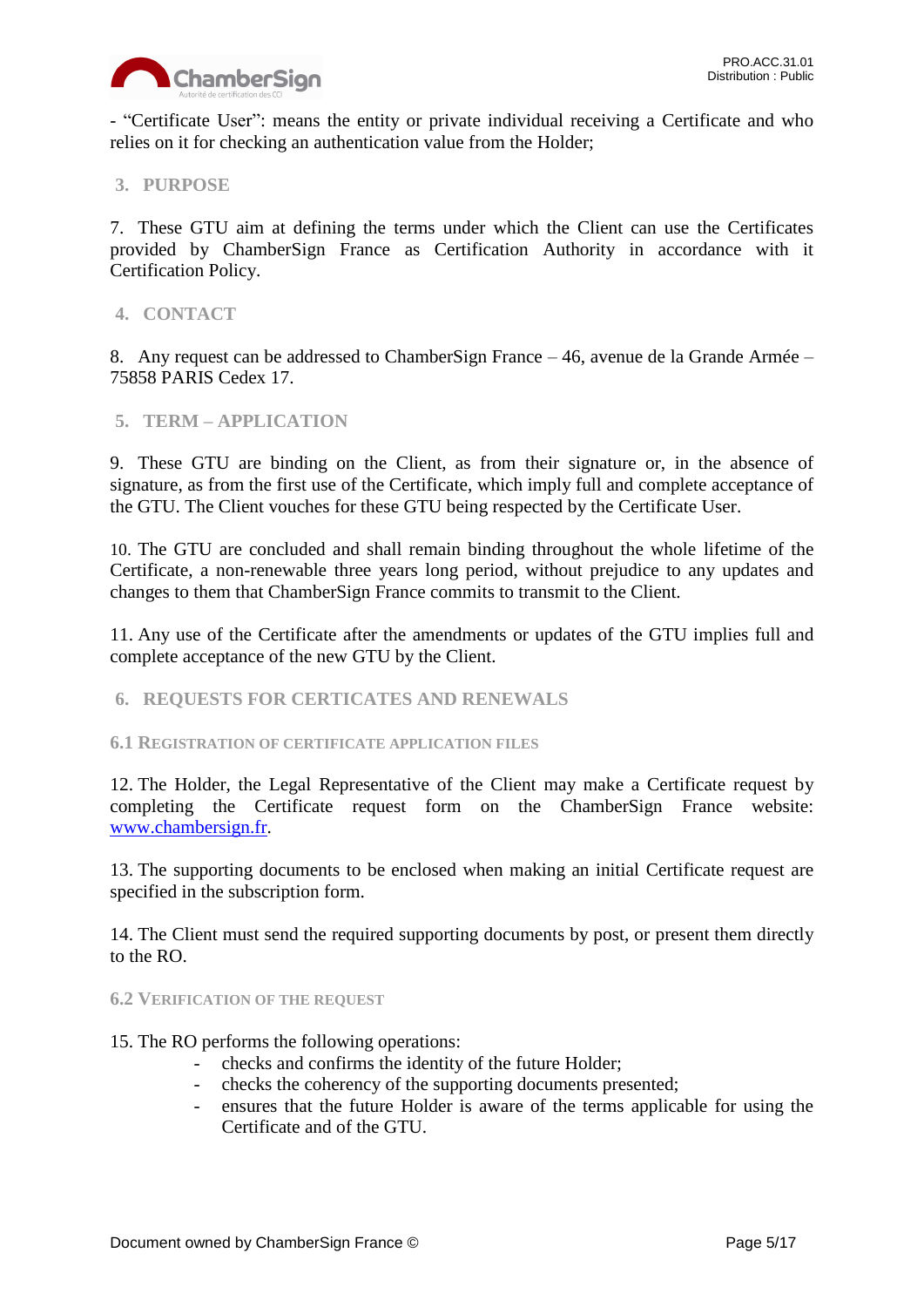- "Certificate User": means the entity or private individual receiving a Certificate and who relies on it for checking an authentication value from the Holder;

## 3. PURPOSE

7. These GTU aim at defining the terms under which the Client can use the Certificates provided by ChamberSign France as Certification Authority in accordance with it Certification Policy.

## 4. CONTACT

8. Any request can be addressed to ChamberSign France – 46, avenue de la Grande Armée – 75858 PARIS Cedex 17.

## 5. TERM – APPLICATION

9. These GTU are binding on the Client, as from their signature or, in the absence of signature, as from the first use of the Certificate, which imply full and complete acceptance of the GTU. The Client vouches for these GTU being respected by the Certificate User.

10. The GTU are concluded and shall remain binding throughout the whole lifetime of the Certificate, a non-renewable three years long period, without prejudice to any updates and changes to them that ChamberSign France commits to transmit to the Client.

11. Any use of the Certificate after the amendments or updates of the GTU implies full and complete acceptance of the new GTU by the Client.

## 6. REQUESTS FOR CERTICATES AND RENEWALS

### 6.1 Registration of certificate application files

12. The Holder, the Legal Representative of the Client may make a Certificate request by completing the Certificate request form on the ChamberSign France website: [www.chambersign.fr](http://www.chambersign.fr).

13. The supporting documents to be enclosed when making an initial Certificate request are specified in the subscription form.

14. The Client must send the required supporting documents by post, or present them directly to the RO.

### 6.2 Verification of the request

15. The RO performs the following operations:

- checks and confirms the identity of the future Holder;
- checks the coherency of the supporting documents presented;
- ensures that the future Holder is aware of the terms applicable for using the Certificate and of the GTU.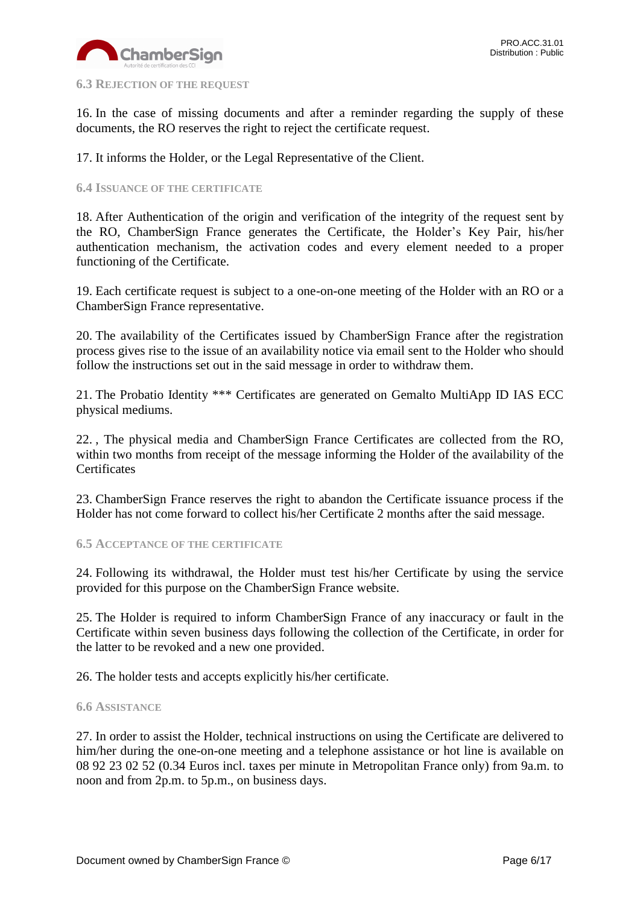### 6.3 Rejection of the request

16. In the case of missing documents and after a reminder regarding the supply of these documents, the RO reserves the right to reject the certificate request.

17. It informs the Holder, or the Legal Representative of the Client.

### 6.4 Issuance of the certificate

18. After Authentication of the origin and verification of the integrity of the request sent by the RO, ChamberSign France generates the Certificate, the Holder's Key Pair, his/her authentication mechanism, the activation codes and every element needed to a proper functioning of the Certificate.

19. Each certificate request is subject to a one-on-one meeting of the Holder with an RO or a ChamberSign France representative.

20. The availability of the Certificates issued by ChamberSign France after the registration process gives rise to the issue of an availability notice via email sent to the Holder who should follow the instructions set out in the said message in order to withdraw them.

21. The Probatio Identity *** Certificates are generated on Gemalto MultiApp ID IAS ECC physical mediums.

22. , The physical media and ChamberSign France Certificates are collected from the RO, within two months from receipt of the message informing the Holder of the availability of the Certificates

23. ChamberSign France reserves the right to abandon the Certificate issuance process if the Holder has not come forward to collect his/her Certificate 2 months after the said message.

### 6.5 Acceptance of the certificate

24. Following its withdrawal, the Holder must test his/her Certificate by using the service provided for this purpose on the ChamberSign France website.

25. The Holder is required to inform ChamberSign France of any inaccuracy or fault in the Certificate within seven business days following the collection of the Certificate, in order for the latter to be revoked and a new one provided.

26. The holder tests and accepts explicitly his/her certificate.

### 6.6 Assistance

27. In order to assist the Holder, technical instructions on using the Certificate are delivered to him/her during the one-on-one meeting and a telephone assistance or hot line is available on 08 92 23 02 52 (0.34 Euros incl. taxes per minute in Metropolitan France only) from 9a.m. to noon and from 2p.m. to 5p.m., on business days.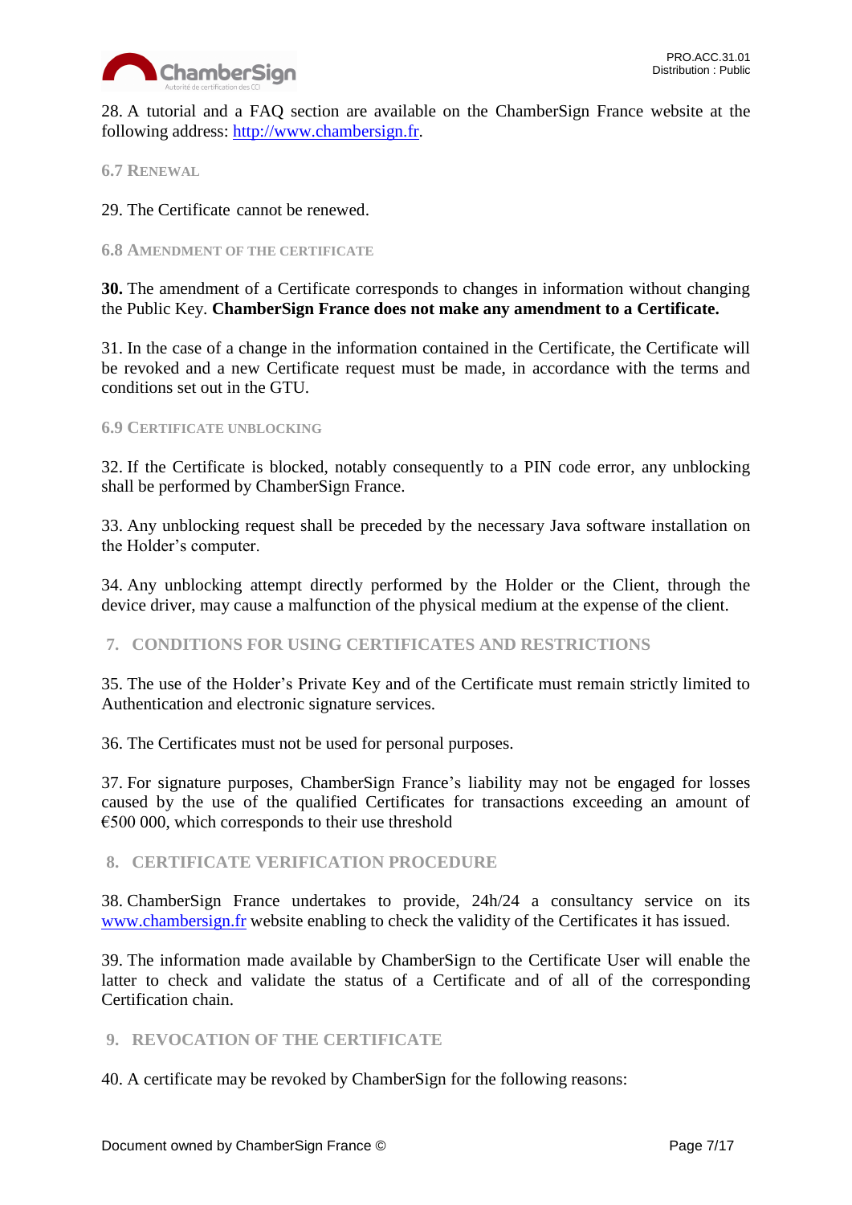28. A tutorial and a FAQ section are available on the ChamberSign France website at the following address: [http://www.chambersign.fr](http://www.chambersign.fr).

### 6.7 Renewal

29. The Certificate cannot be renewed.

### 6.8 Amendment of the Certificate

**30.** The amendment of a Certificate corresponds to changes in information without changing the Public Key. **ChamberSign France does not make any amendment to a Certificate.**

31. In the case of a change in the information contained in the Certificate, the Certificate will be revoked and a new Certificate request must be made, in accordance with the terms and conditions set out in the GTU.

### 6.9 Certificate Unblocking

32. If the Certificate is blocked, notably consequently to a PIN code error, any unblocking shall be performed by ChamberSign France.

33. Any unblocking request shall be preceded by the necessary Java software installation on the Holder's computer.

34. Any unblocking attempt directly performed by the Holder or the Client, through the device driver, may cause a malfunction of the physical medium at the expense of the client.

## 7. CONDITIONS FOR USING CERTIFICATES AND RESTRICTIONS

35. The use of the Holder's Private Key and of the Certificate must remain strictly limited to Authentication and electronic signature services.

36. The Certificates must not be used for personal purposes.

37. For signature purposes, ChamberSign France's liability may not be engaged for losses caused by the use of the qualified Certificates for transactions exceeding an amount of €500 000, which corresponds to their use threshold

## 8. CERTIFICATE VERIFICATION PROCEDURE

38. ChamberSign France undertakes to provide, 24h/24 a consultancy service on its [www.chambersign.fr](http://www.chambersign.fr) website enabling to check the validity of the Certificates it has issued.

39. The information made available by ChamberSign to the Certificate User will enable the latter to check and validate the status of a Certificate and of all of the corresponding Certification chain.

## 9. REVOCATION OF THE CERTIFICATE

40. A certificate may be revoked by ChamberSign for the following reasons: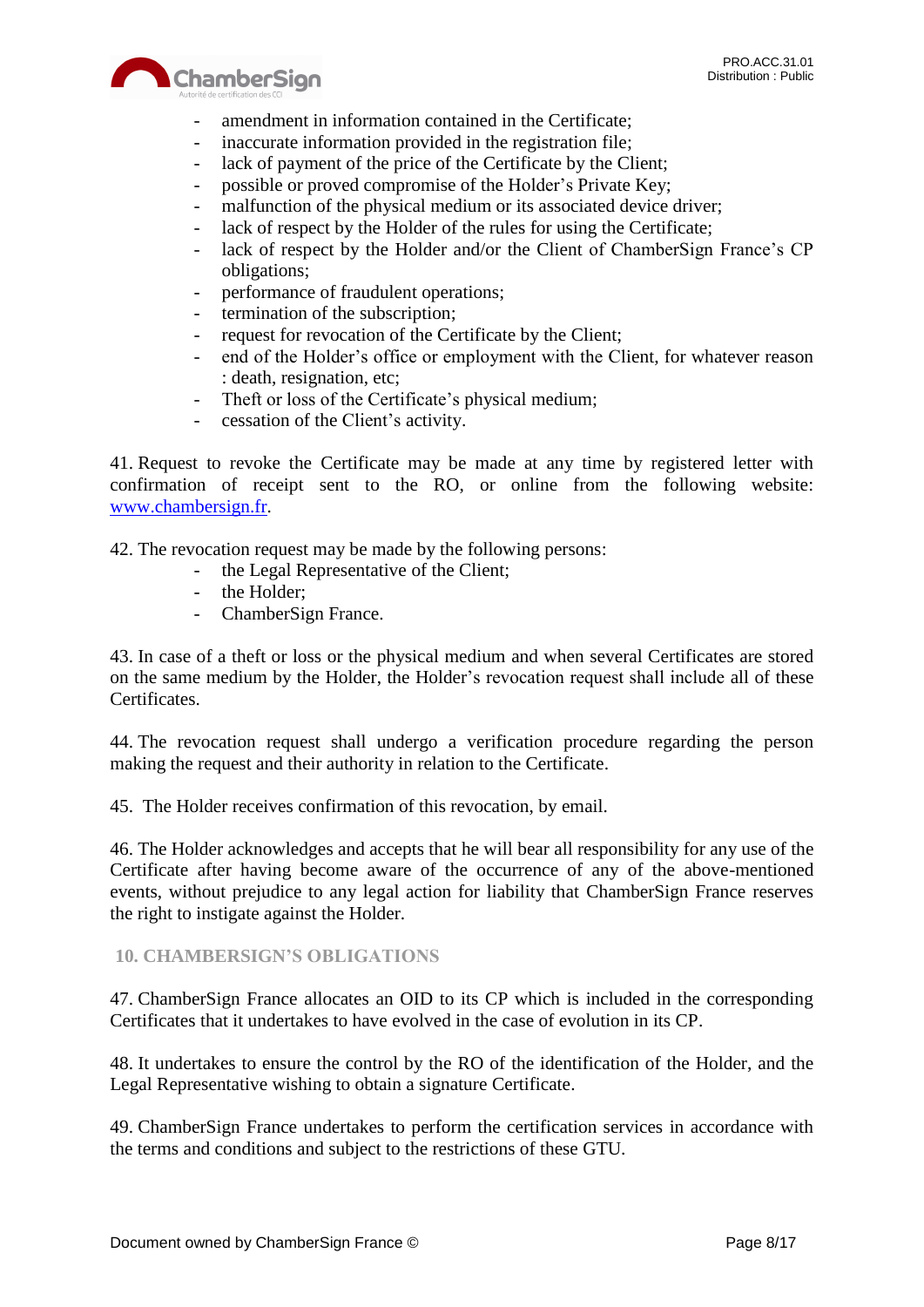- amendment in information contained in the Certificate;
- inaccurate information provided in the registration file;
- lack of payment of the price of the Certificate by the Client;
- possible or proved compromise of the Holder's Private Key;
- malfunction of the physical medium or its associated device driver;
- lack of respect by the Holder of the rules for using the Certificate;
- lack of respect by the Holder and/or the Client of ChamberSign France's CP obligations;
- performance of fraudulent operations;
- termination of the subscription;
- request for revocation of the Certificate by the Client;
- end of the Holder's office or employment with the Client, for whatever reason : death, resignation, etc;
- Theft or loss of the Certificate's physical medium;
- cessation of the Client's activity.

41. Request to revoke the Certificate may be made at any time by registered letter with confirmation of receipt sent to the RO, or online from the following website: [www.chambersign.fr](http://www.chambersign.fr).

42. The revocation request may be made by the following persons:
- the Legal Representative of the Client;
- the Holder;
- ChamberSign France.

43. In case of a theft or loss or the physical medium and when several Certificates are stored on the same medium by the Holder, the Holder's revocation request shall include all of these Certificates.

44. The revocation request shall undergo a verification procedure regarding the person making the request and their authority in relation to the Certificate.

45. The Holder receives confirmation of this revocation, by email.

46. The Holder acknowledges and accepts that he will bear all responsibility for any use of the Certificate after having become aware of the occurrence of any of the above-mentioned events, without prejudice to any legal action for liability that ChamberSign France reserves the right to instigate against the Holder.

## 10. CHAMBERSIGN'S OBLIGATIONS

47. ChamberSign France allocates an OID to its CP which is included in the corresponding Certificates that it undertakes to have evolved in the case of evolution in its CP.

48. It undertakes to ensure the control by the RO of the identification of the Holder, and the Legal Representative wishing to obtain a signature Certificate.

49. ChamberSign France undertakes to perform the certification services in accordance with the terms and conditions and subject to the restrictions of these GTU.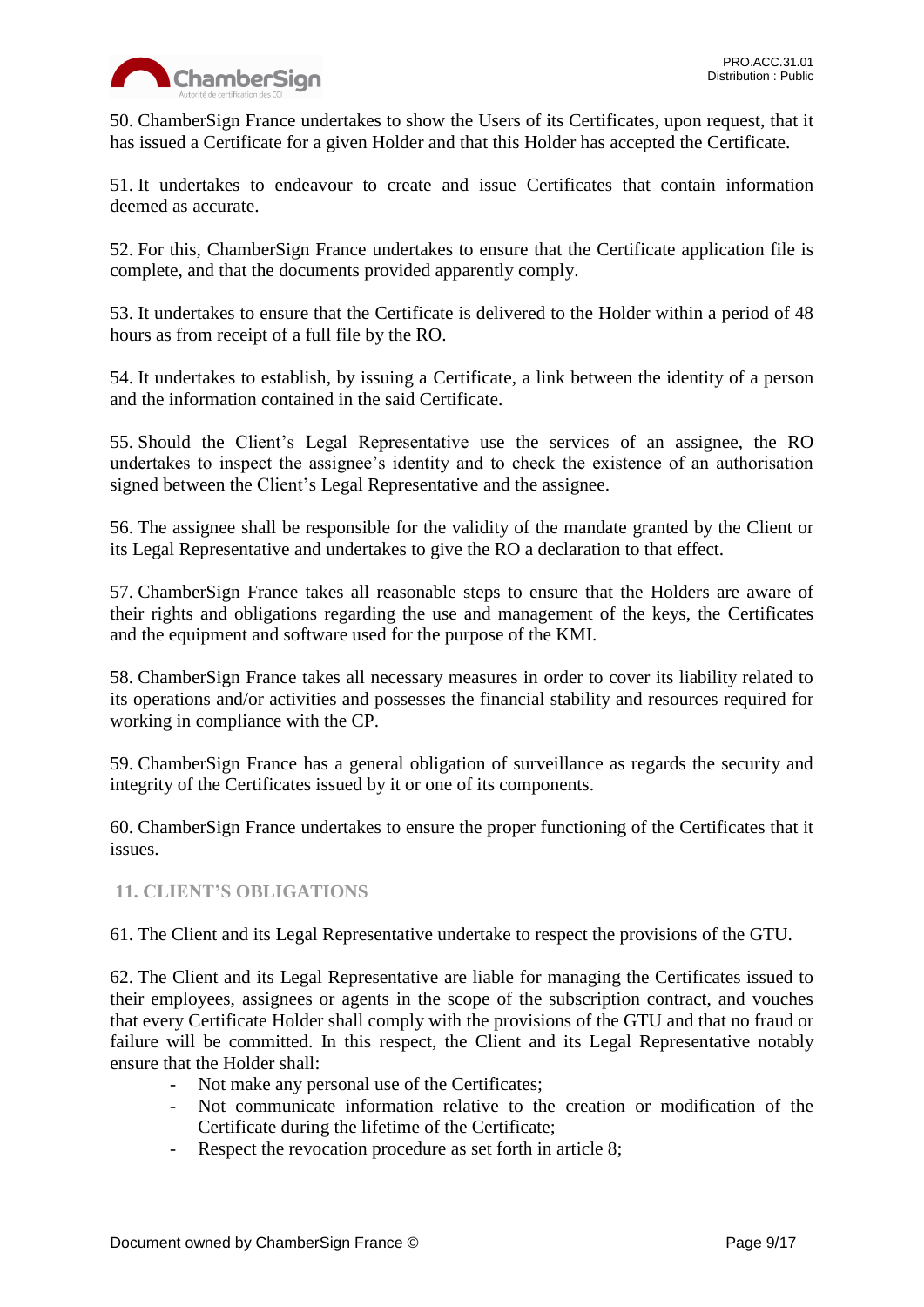50. ChamberSign France undertakes to show the Users of its Certificates, upon request, that it has issued a Certificate for a given Holder and that this Holder has accepted the Certificate.

51. It undertakes to endeavour to create and issue Certificates that contain information deemed as accurate.

52. For this, ChamberSign France undertakes to ensure that the Certificate application file is complete, and that the documents provided apparently comply.

53. It undertakes to ensure that the Certificate is delivered to the Holder within a period of 48 hours as from receipt of a full file by the RO.

54. It undertakes to establish, by issuing a Certificate, a link between the identity of a person and the information contained in the said Certificate.

55. Should the Client's Legal Representative use the services of an assignee, the RO undertakes to inspect the assignee's identity and to check the existence of an authorisation signed between the Client's Legal Representative and the assignee.

56. The assignee shall be responsible for the validity of the mandate granted by the Client or its Legal Representative and undertakes to give the RO a declaration to that effect.

57. ChamberSign France takes all reasonable steps to ensure that the Holders are aware of their rights and obligations regarding the use and management of the keys, the Certificates and the equipment and software used for the purpose of the KMI.

58. ChamberSign France takes all necessary measures in order to cover its liability related to its operations and/or activities and possesses the financial stability and resources required for working in compliance with the CP.

59. ChamberSign France has a general obligation of surveillance as regards the security and integrity of the Certificates issued by it or one of its components.

60. ChamberSign France undertakes to ensure the proper functioning of the Certificates that it issues.

## 11. CLIENT'S OBLIGATIONS

61. The Client and its Legal Representative undertake to respect the provisions of the GTU.

62. The Client and its Legal Representative are liable for managing the Certificates issued to their employees, assignees or agents in the scope of the subscription contract, and vouches that every Certificate Holder shall comply with the provisions of the GTU and that no fraud or failure will be committed. In this respect, the Client and its Legal Representative notably ensure that the Holder shall:

- Not make any personal use of the Certificates;
- Not communicate information relative to the creation or modification of the Certificate during the lifetime of the Certificate;
- Respect the revocation procedure as set forth in article 8;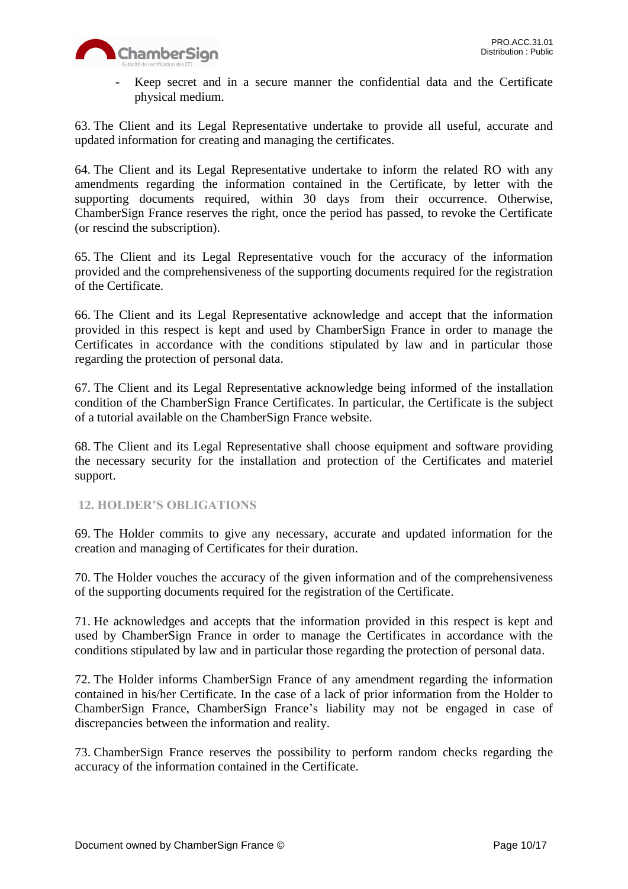- Keep secret and in a secure manner the confidential data and the Certificate physical medium.

63. The Client and its Legal Representative undertake to provide all useful, accurate and updated information for creating and managing the certificates.

64. The Client and its Legal Representative undertake to inform the related RO with any amendments regarding the information contained in the Certificate, by letter with the supporting documents required, within 30 days from their occurrence. Otherwise, ChamberSign France reserves the right, once the period has passed, to revoke the Certificate (or rescind the subscription).

65. The Client and its Legal Representative vouch for the accuracy of the information provided and the comprehensiveness of the supporting documents required for the registration of the Certificate.

66. The Client and its Legal Representative acknowledge and accept that the information provided in this respect is kept and used by ChamberSign France in order to manage the Certificates in accordance with the conditions stipulated by law and in particular those regarding the protection of personal data.

67. The Client and its Legal Representative acknowledge being informed of the installation condition of the ChamberSign France Certificates. In particular, the Certificate is the subject of a tutorial available on the ChamberSign France website.

68. The Client and its Legal Representative shall choose equipment and software providing the necessary security for the installation and protection of the Certificates and materiel support.

## 12. HOLDER'S OBLIGATIONS

69. The Holder commits to give any necessary, accurate and updated information for the creation and managing of Certificates for their duration.

70. The Holder vouches the accuracy of the given information and of the comprehensiveness of the supporting documents required for the registration of the Certificate.

71. He acknowledges and accepts that the information provided in this respect is kept and used by ChamberSign France in order to manage the Certificates in accordance with the conditions stipulated by law and in particular those regarding the protection of personal data.

72. The Holder informs ChamberSign France of any amendment regarding the information contained in his/her Certificate. In the case of a lack of prior information from the Holder to ChamberSign France, ChamberSign France's liability may not be engaged in case of discrepancies between the information and reality.

73. ChamberSign France reserves the possibility to perform random checks regarding the accuracy of the information contained in the Certificate.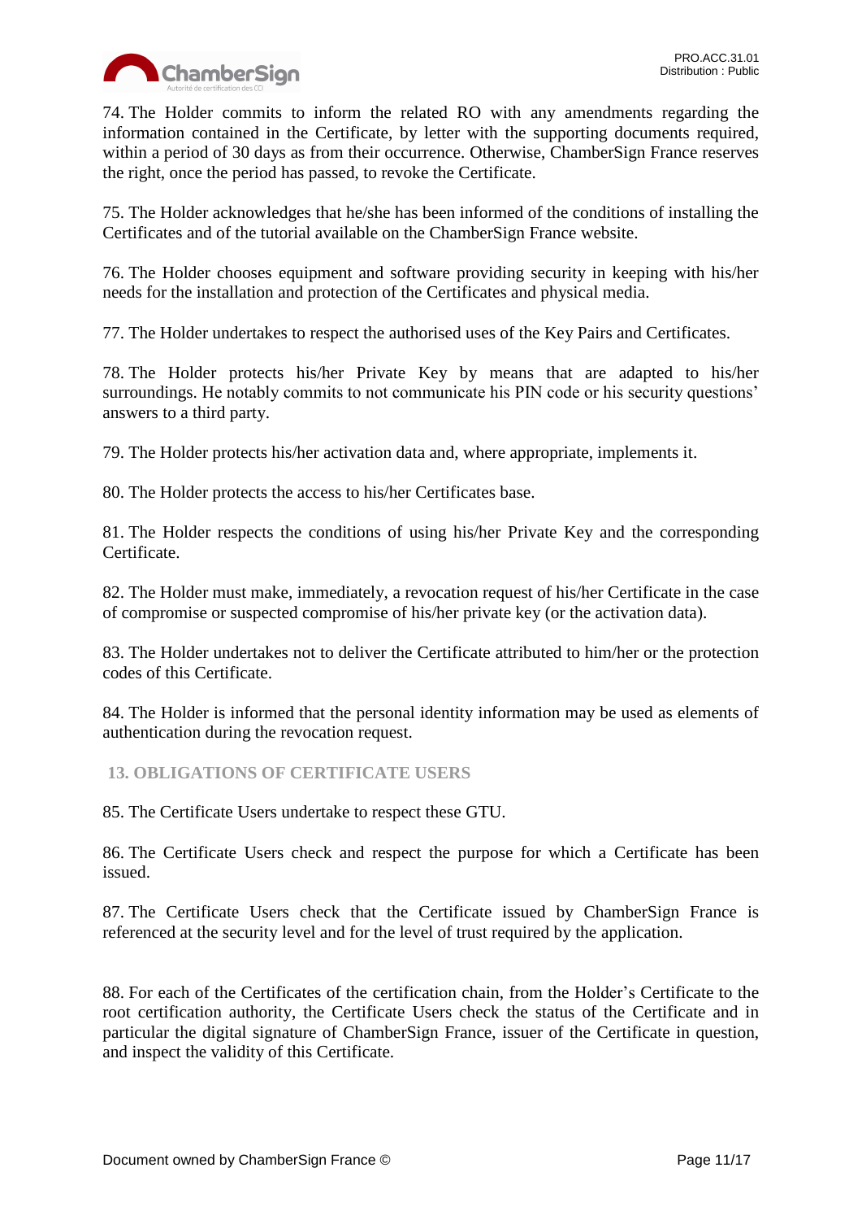74. The Holder commits to inform the related RO with any amendments regarding the information contained in the Certificate, by letter with the supporting documents required, within a period of 30 days as from their occurrence. Otherwise, ChamberSign France reserves the right, once the period has passed, to revoke the Certificate.

75. The Holder acknowledges that he/she has been informed of the conditions of installing the Certificates and of the tutorial available on the ChamberSign France website.

76. The Holder chooses equipment and software providing security in keeping with his/her needs for the installation and protection of the Certificates and physical media.

77. The Holder undertakes to respect the authorised uses of the Key Pairs and Certificates.

78. The Holder protects his/her Private Key by means that are adapted to his/her surroundings. He notably commits to not communicate his PIN code or his security questions' answers to a third party.

79. The Holder protects his/her activation data and, where appropriate, implements it.

80. The Holder protects the access to his/her Certificates base.

81. The Holder respects the conditions of using his/her Private Key and the corresponding Certificate.

82. The Holder must make, immediately, a revocation request of his/her Certificate in the case of compromise or suspected compromise of his/her private key (or the activation data).

83. The Holder undertakes not to deliver the Certificate attributed to him/her or the protection codes of this Certificate.

84. The Holder is informed that the personal identity information may be used as elements of authentication during the revocation request.

## 13. OBLIGATIONS OF CERTIFICATE USERS

85. The Certificate Users undertake to respect these GTU.

86. The Certificate Users check and respect the purpose for which a Certificate has been issued.

87. The Certificate Users check that the Certificate issued by ChamberSign France is referenced at the security level and for the level of trust required by the application.

88. For each of the Certificates of the certification chain, from the Holder's Certificate to the root certification authority, the Certificate Users check the status of the Certificate and in particular the digital signature of ChamberSign France, issuer of the Certificate in question, and inspect the validity of this Certificate.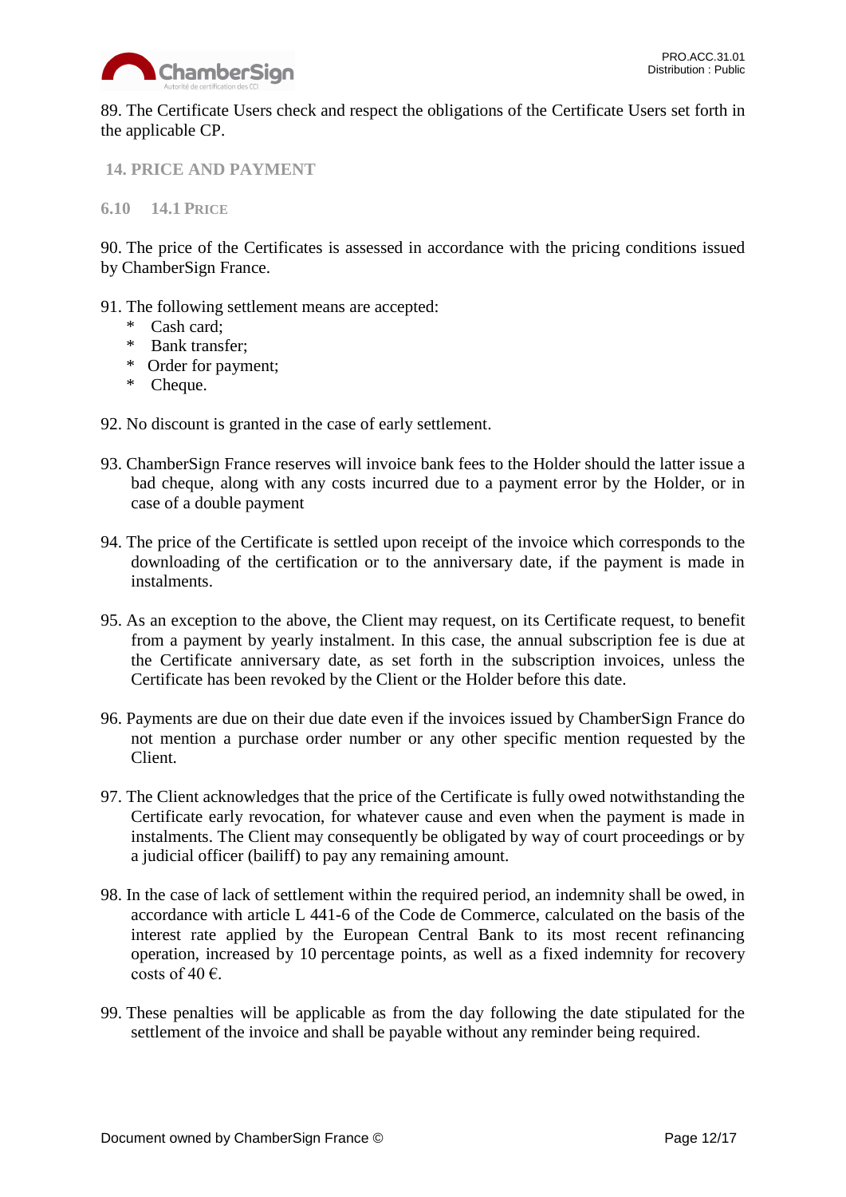89. The Certificate Users check and respect the obligations of the Certificate Users set forth in the applicable CP.

## 14. PRICE AND PAYMENT

### 6.10 14.1 PRICE

90. The price of the Certificates is assessed in accordance with the pricing conditions issued by ChamberSign France.

91. The following settlement means are accepted:
   * Cash card;
   * Bank transfer;
   * Order for payment;
   * Cheque.

92. No discount is granted in the case of early settlement.

93. ChamberSign France reserves will invoice bank fees to the Holder should the latter issue a bad cheque, along with any costs incurred due to a payment error by the Holder, or in case of a double payment

94. The price of the Certificate is settled upon receipt of the invoice which corresponds to the downloading of the certification or to the anniversary date, if the payment is made in instalments.

95. As an exception to the above, the Client may request, on its Certificate request, to benefit from a payment by yearly instalment. In this case, the annual subscription fee is due at the Certificate anniversary date, as set forth in the subscription invoices, unless the Certificate has been revoked by the Client or the Holder before this date.

96. Payments are due on their due date even if the invoices issued by ChamberSign France do not mention a purchase order number or any other specific mention requested by the Client.

97. The Client acknowledges that the price of the Certificate is fully owed notwithstanding the Certificate early revocation, for whatever cause and even when the payment is made in instalments. The Client may consequently be obligated by way of court proceedings or by a judicial officer (bailiff) to pay any remaining amount.

98. In the case of lack of settlement within the required period, an indemnity shall be owed, in accordance with article L 441-6 of the Code de Commerce, calculated on the basis of the interest rate applied by the European Central Bank to its most recent refinancing operation, increased by 10 percentage points, as well as a fixed indemnity for recovery costs of 40 €.

99. These penalties will be applicable as from the day following the date stipulated for the settlement of the invoice and shall be payable without any reminder being required.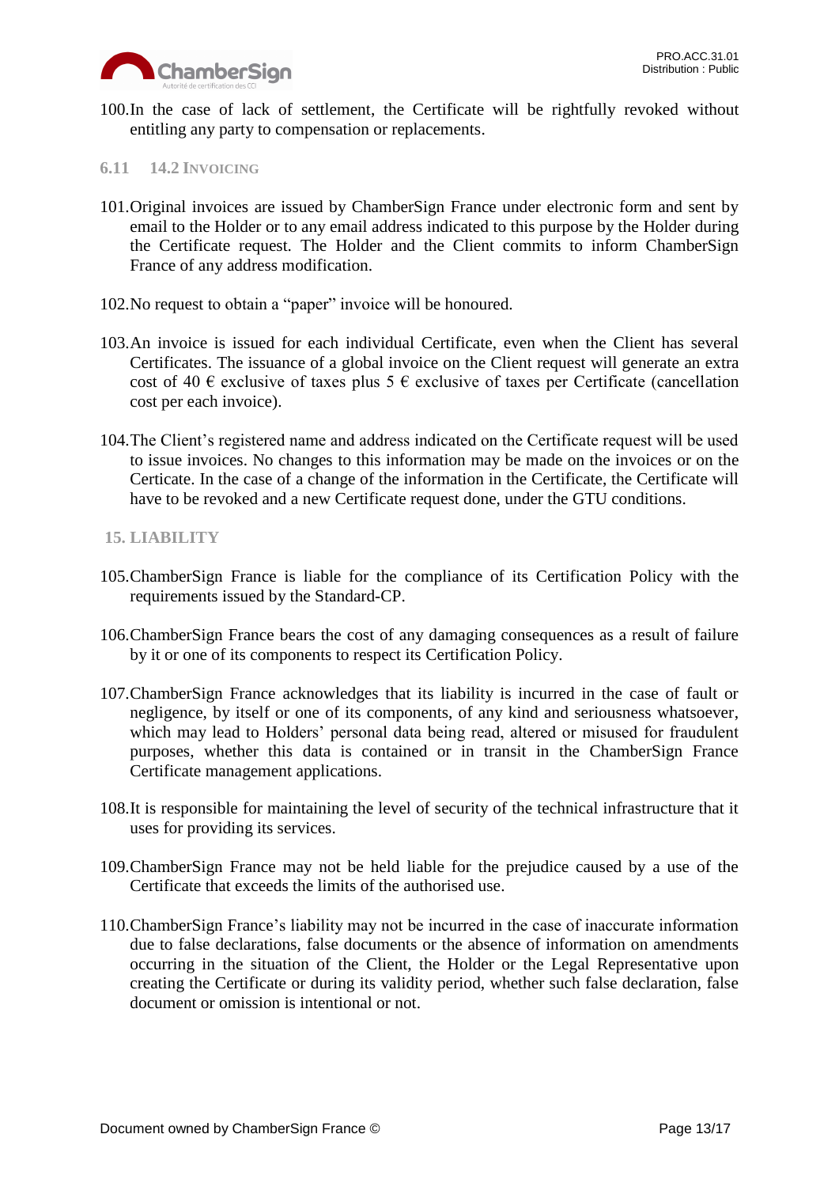100.In the case of lack of settlement, the Certificate will be rightfully revoked without entitling any party to compensation or replacements.

### 6.11 14.2 Invoicing

101.Original invoices are issued by ChamberSign France under electronic form and sent by email to the Holder or to any email address indicated to this purpose by the Holder during the Certificate request. The Holder and the Client commits to inform ChamberSign France of any address modification.

102.No request to obtain a "paper" invoice will be honoured.

103.An invoice is issued for each individual Certificate, even when the Client has several Certificates. The issuance of a global invoice on the Client request will generate an extra cost of 40 € exclusive of taxes plus 5 € exclusive of taxes per Certificate (cancellation cost per each invoice).

104.The Client's registered name and address indicated on the Certificate request will be used to issue invoices. No changes to this information may be made on the invoices or on the Certicate. In the case of a change of the information in the Certificate, the Certificate will have to be revoked and a new Certificate request done, under the GTU conditions.

## 15. LIABILITY

105.ChamberSign France is liable for the compliance of its Certification Policy with the requirements issued by the Standard-CP.

106.ChamberSign France bears the cost of any damaging consequences as a result of failure by it or one of its components to respect its Certification Policy.

107.ChamberSign France acknowledges that its liability is incurred in the case of fault or negligence, by itself or one of its components, of any kind and seriousness whatsoever, which may lead to Holders' personal data being read, altered or misused for fraudulent purposes, whether this data is contained or in transit in the ChamberSign France Certificate management applications.

108.It is responsible for maintaining the level of security of the technical infrastructure that it uses for providing its services.

109.ChamberSign France may not be held liable for the prejudice caused by a use of the Certificate that exceeds the limits of the authorised use.

110.ChamberSign France's liability may not be incurred in the case of inaccurate information due to false declarations, false documents or the absence of information on amendments occurring in the situation of the Client, the Holder or the Legal Representative upon creating the Certificate or during its validity period, whether such false declaration, false document or omission is intentional or not.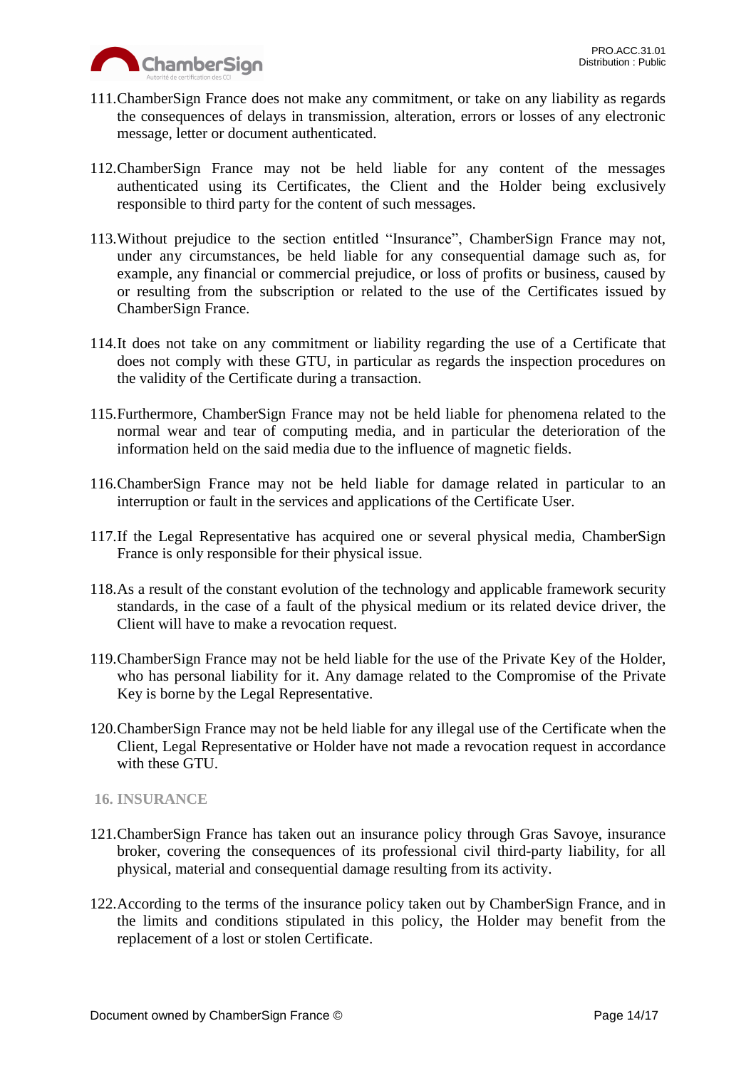111. ChamberSign France does not make any commitment, or take on any liability as regards the consequences of delays in transmission, alteration, errors or losses of any electronic message, letter or document authenticated.

112. ChamberSign France may not be held liable for any content of the messages authenticated using its Certificates, the Client and the Holder being exclusively responsible to third party for the content of such messages.

113. Without prejudice to the section entitled “Insurance”, ChamberSign France may not, under any circumstances, be held liable for any consequential damage such as, for example, any financial or commercial prejudice, or loss of profits or business, caused by or resulting from the subscription or related to the use of the Certificates issued by ChamberSign France.

114. It does not take on any commitment or liability regarding the use of a Certificate that does not comply with these GTU, in particular as regards the inspection procedures on the validity of the Certificate during a transaction.

115. Furthermore, ChamberSign France may not be held liable for phenomena related to the normal wear and tear of computing media, and in particular the deterioration of the information held on the said media due to the influence of magnetic fields.

116. ChamberSign France may not be held liable for damage related in particular to an interruption or fault in the services and applications of the Certificate User.

117. If the Legal Representative has acquired one or several physical media, ChamberSign France is only responsible for their physical issue.

118. As a result of the constant evolution of the technology and applicable framework security standards, in the case of a fault of the physical medium or its related device driver, the Client will have to make a revocation request.

119. ChamberSign France may not be held liable for the use of the Private Key of the Holder, who has personal liability for it. Any damage related to the Compromise of the Private Key is borne by the Legal Representative.

120. ChamberSign France may not be held liable for any illegal use of the Certificate when the Client, Legal Representative or Holder have not made a revocation request in accordance with these GTU.

## 16. INSURANCE

121. ChamberSign France has taken out an insurance policy through Gras Savoye, insurance broker, covering the consequences of its professional civil third-party liability, for all physical, material and consequential damage resulting from its activity.

122. According to the terms of the insurance policy taken out by ChamberSign France, and in the limits and conditions stipulated in this policy, the Holder may benefit from the replacement of a lost or stolen Certificate.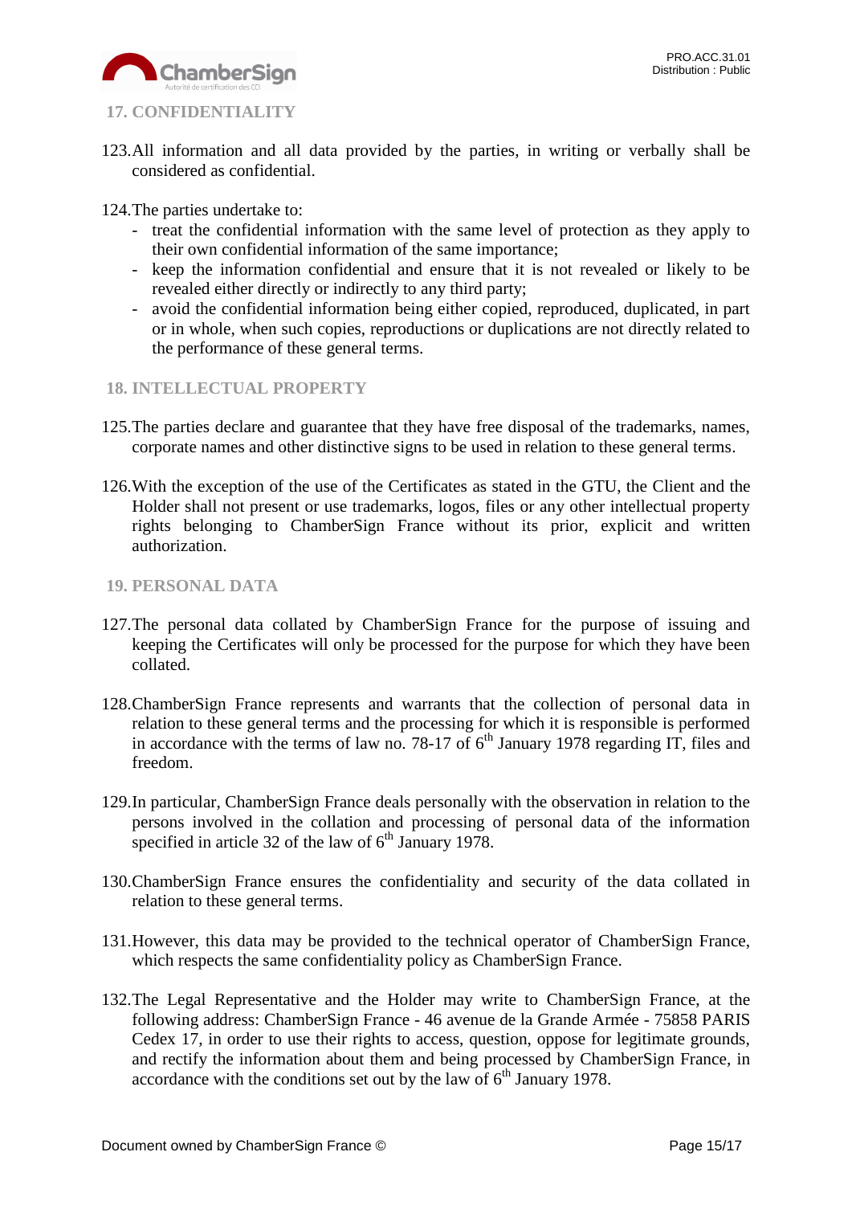## 17. CONFIDENTIALITY

123. All information and all data provided by the parties, in writing or verbally shall be considered as confidential.

124. The parties undertake to:
   - treat the confidential information with the same level of protection as they apply to their own confidential information of the same importance;
   - keep the information confidential and ensure that it is not revealed or likely to be revealed either directly or indirectly to any third party;
   - avoid the confidential information being either copied, reproduced, duplicated, in part or in whole, when such copies, reproductions or duplications are not directly related to the performance of these general terms.

## 18. INTELLECTUAL PROPERTY

125. The parties declare and guarantee that they have free disposal of the trademarks, names, corporate names and other distinctive signs to be used in relation to these general terms.

126. With the exception of the use of the Certificates as stated in the GTU, the Client and the Holder shall not present or use trademarks, logos, files or any other intellectual property rights belonging to ChamberSign France without its prior, explicit and written authorization.

## 19. PERSONAL DATA

127. The personal data collated by ChamberSign France for the purpose of issuing and keeping the Certificates will only be processed for the purpose for which they have been collated.

128. ChamberSign France represents and warrants that the collection of personal data in relation to these general terms and the processing for which it is responsible is performed in accordance with the terms of law no. 78-17 of 6th January 1978 regarding IT, files and freedom.

129. In particular, ChamberSign France deals personally with the observation in relation to the persons involved in the collation and processing of personal data of the information specified in article 32 of the law of 6th January 1978.

130. ChamberSign France ensures the confidentiality and security of the data collated in relation to these general terms.

131. However, this data may be provided to the technical operator of ChamberSign France, which respects the same confidentiality policy as ChamberSign France.

132. The Legal Representative and the Holder may write to ChamberSign France, at the following address: ChamberSign France - 46 avenue de la Grande Armée - 75858 PARIS Cedex 17, in order to use their rights to access, question, oppose for legitimate grounds, and rectify the information about them and being processed by ChamberSign France, in accordance with the conditions set out by the law of 6th January 1978.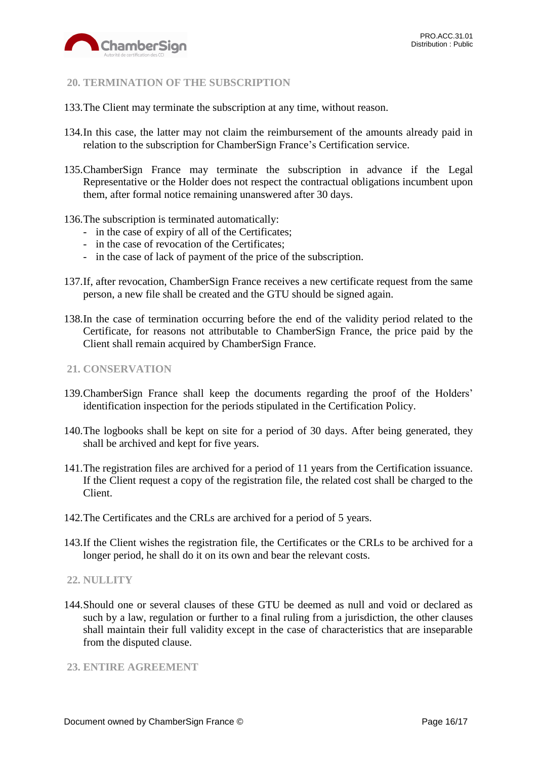## 20. TERMINATION OF THE SUBSCRIPTION

133. The Client may terminate the subscription at any time, without reason.

134. In this case, the latter may not claim the reimbursement of the amounts already paid in relation to the subscription for ChamberSign France's Certification service.

135. ChamberSign France may terminate the subscription in advance if the Legal Representative or the Holder does not respect the contractual obligations incumbent upon them, after formal notice remaining unanswered after 30 days.

136. The subscription is terminated automatically:
- in the case of expiry of all of the Certificates;
- in the case of revocation of the Certificates;
- in the case of lack of payment of the price of the subscription.

137. If, after revocation, ChamberSign France receives a new certificate request from the same person, a new file shall be created and the GTU should be signed again.

138. In the case of termination occurring before the end of the validity period related to the Certificate, for reasons not attributable to ChamberSign France, the price paid by the Client shall remain acquired by ChamberSign France.

## 21. CONSERVATION

139. ChamberSign France shall keep the documents regarding the proof of the Holders' identification inspection for the periods stipulated in the Certification Policy.

140. The logbooks shall be kept on site for a period of 30 days. After being generated, they shall be archived and kept for five years.

141. The registration files are archived for a period of 11 years from the Certification issuance. If the Client request a copy of the registration file, the related cost shall be charged to the Client.

142. The Certificates and the CRLs are archived for a period of 5 years.

143. If the Client wishes the registration file, the Certificates or the CRLs to be archived for a longer period, he shall do it on its own and bear the relevant costs.

## 22. NULLITY

144. Should one or several clauses of these GTU be deemed as null and void or declared as such by a law, regulation or further to a final ruling from a jurisdiction, the other clauses shall maintain their full validity except in the case of characteristics that are inseparable from the disputed clause.

## 23. ENTIRE AGREEMENT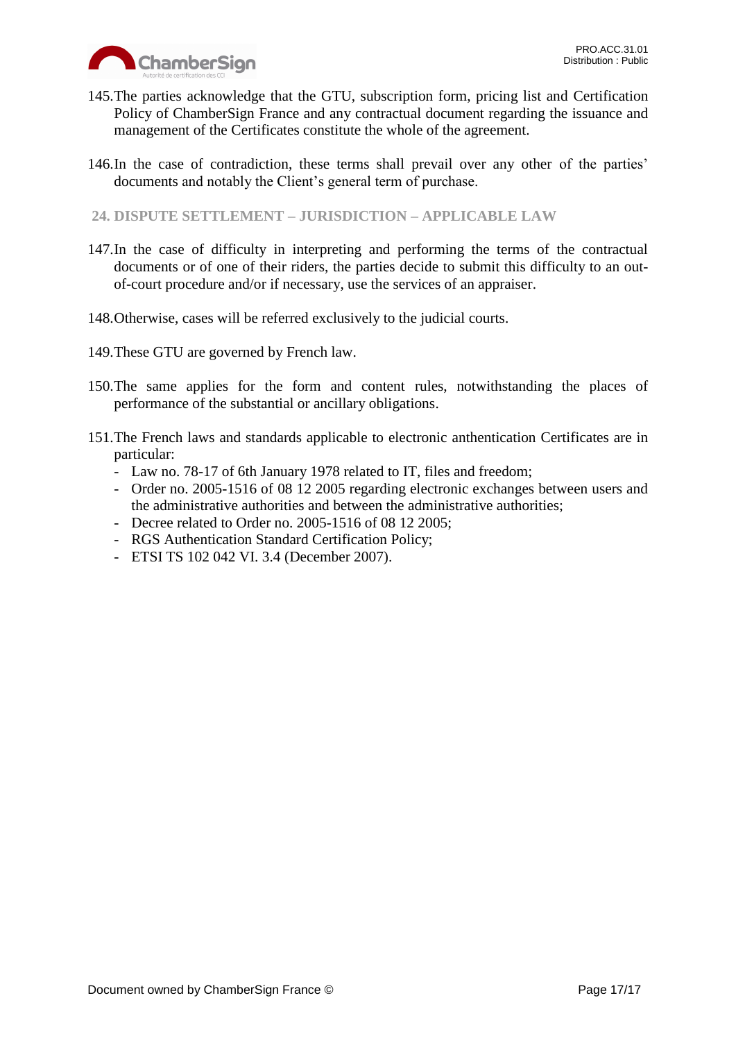145. The parties acknowledge that the GTU, subscription form, pricing list and Certification Policy of ChamberSign France and any contractual document regarding the issuance and management of the Certificates constitute the whole of the agreement.

146. In the case of contradiction, these terms shall prevail over any other of the parties' documents and notably the Client's general term of purchase.

## 24. DISPUTE SETTLEMENT – JURISDICTION – APPLICABLE LAW

147. In the case of difficulty in interpreting and performing the terms of the contractual documents or of one of their riders, the parties decide to submit this difficulty to an out-of-court procedure and/or if necessary, use the services of an appraiser.

148. Otherwise, cases will be referred exclusively to the judicial courts.

149. These GTU are governed by French law.

150. The same applies for the form and content rules, notwithstanding the places of performance of the substantial or ancillary obligations.

151. The French laws and standards applicable to electronic anthentication Certificates are in particular:
   - Law no. 78-17 of 6th January 1978 related to IT, files and freedom;
   - Order no. 2005-1516 of 08 12 2005 regarding electronic exchanges between users and the administrative authorities and between the administrative authorities;
   - Decree related to Order no. 2005-1516 of 08 12 2005;
   - RGS Authentication Standard Certification Policy;
   - ETSI TS 102 042 VI. 3.4 (December 2007).